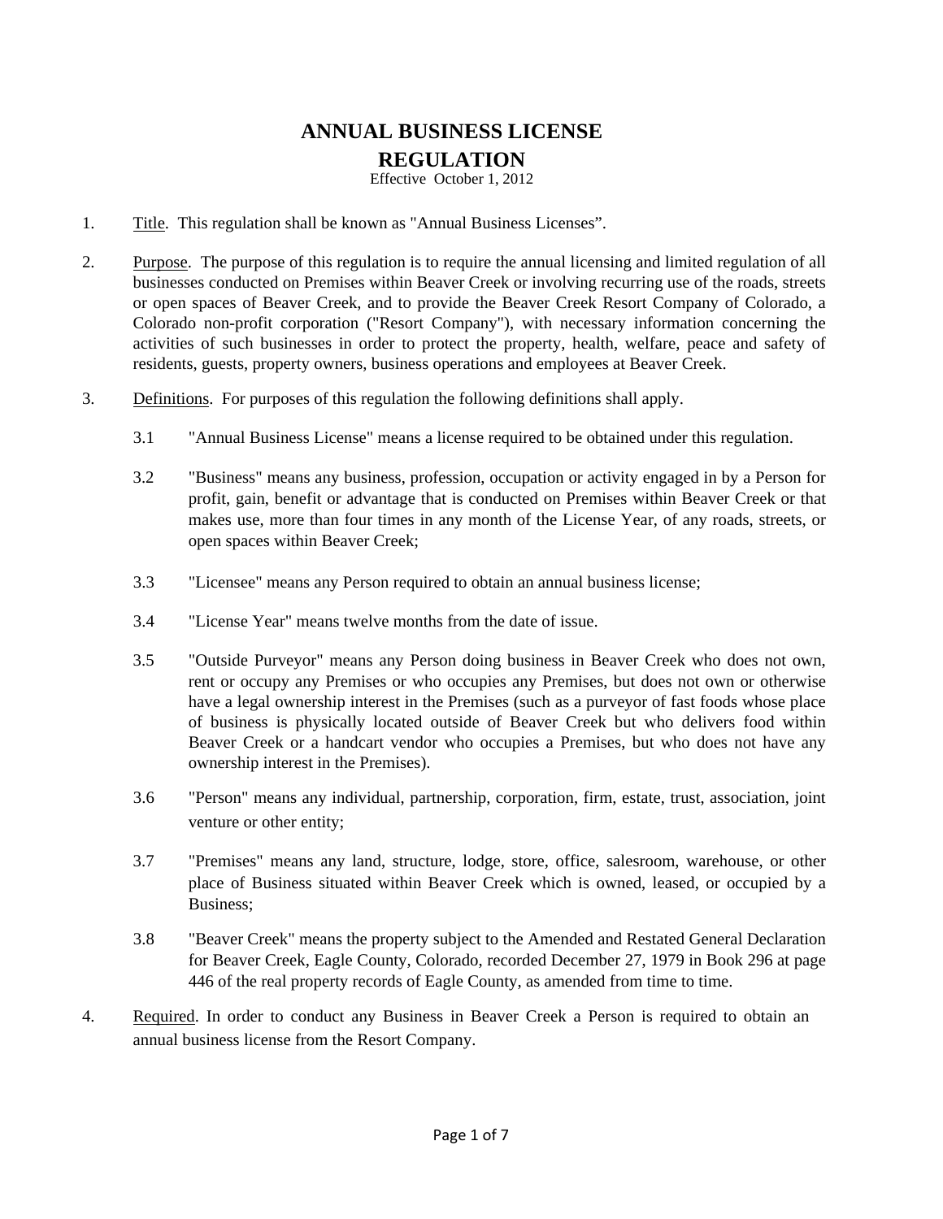# ANNUAL BUSINESS LICENSE REGULATION

Effective October 1, 2012

1. Title. This regulation shall be known as "Annual Business Licenses".

2. Purpose. The purpose of this regulation is to require the annual licensing and limited regulation of all businesses conducted on Premises within Beaver Creek or involving recurring use of the roads, streets or open spaces of Beaver Creek, and to provide the Beaver Creek Resort Company of Colorado, a Colorado non-profit corporation ("Resort Company"), with necessary information concerning the activities of such businesses in order to protect the property, health, welfare, peace and safety of residents, guests, property owners, business operations and employees at Beaver Creek.

3. Definitions. For purposes of this regulation the following definitions shall apply.

   3.1 "Annual Business License" means a license required to be obtained under this regulation.

   3.2 "Business" means any business, profession, occupation or activity engaged in by a Person for profit, gain, benefit or advantage that is conducted on Premises within Beaver Creek or that makes use, more than four times in any month of the License Year, of any roads, streets, or open spaces within Beaver Creek;

   3.3 "Licensee" means any Person required to obtain an annual business license;

   3.4 "License Year" means twelve months from the date of issue.

   3.5 "Outside Purveyor" means any Person doing business in Beaver Creek who does not own, rent or occupy any Premises or who occupies any Premises, but does not own or otherwise have a legal ownership interest in the Premises (such as a purveyor of fast foods whose place of business is physically located outside of Beaver Creek but who delivers food within Beaver Creek or a handcart vendor who occupies a Premises, but who does not have any ownership interest in the Premises).

   3.6 "Person" means any individual, partnership, corporation, firm, estate, trust, association, joint venture or other entity;

   3.7 "Premises" means any land, structure, lodge, store, office, salesroom, warehouse, or other place of Business situated within Beaver Creek which is owned, leased, or occupied by a Business;

   3.8 "Beaver Creek" means the property subject to the Amended and Restated General Declaration for Beaver Creek, Eagle County, Colorado, recorded December 27, 1979 in Book 296 at page 446 of the real property records of Eagle County, as amended from time to time.

4. Required. In order to conduct any Business in Beaver Creek a Person is required to obtain an annual business license from the Resort Company.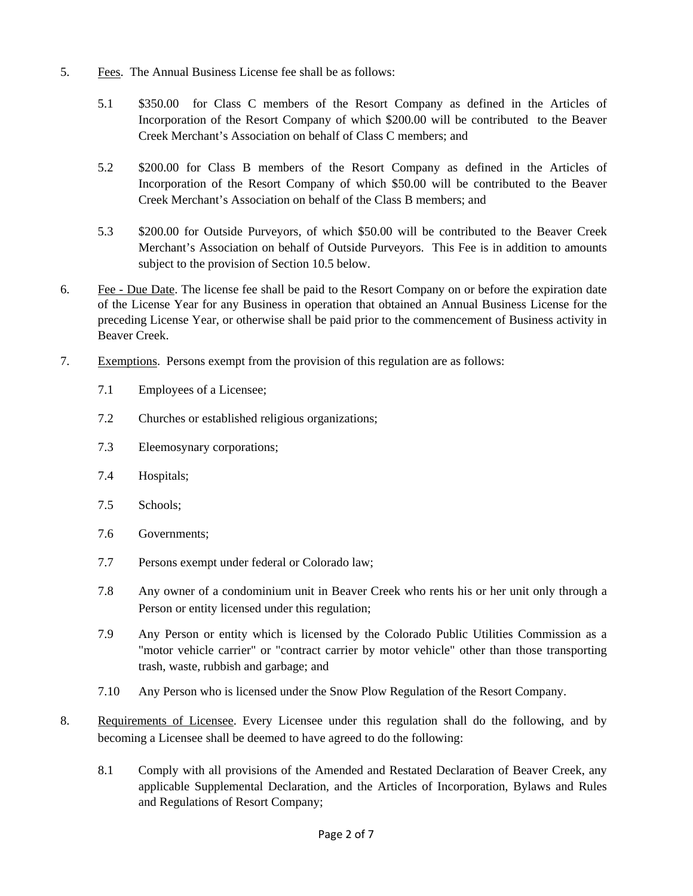5. Fees. The Annual Business License fee shall be as follows:

   5.1 $350.00 for Class C members of the Resort Company as defined in the Articles of Incorporation of the Resort Company of which $200.00 will be contributed to the Beaver Creek Merchant's Association on behalf of Class C members; and

   5.2 $200.00 for Class B members of the Resort Company as defined in the Articles of Incorporation of the Resort Company of which $50.00 will be contributed to the Beaver Creek Merchant's Association on behalf of the Class B members; and

   5.3 $200.00 for Outside Purveyors, of which $50.00 will be contributed to the Beaver Creek Merchant's Association on behalf of Outside Purveyors. This Fee is in addition to amounts subject to the provision of Section 10.5 below.

6. Fee - Due Date. The license fee shall be paid to the Resort Company on or before the expiration date of the License Year for any Business in operation that obtained an Annual Business License for the preceding License Year, or otherwise shall be paid prior to the commencement of Business activity in Beaver Creek.

7. Exemptions. Persons exempt from the provision of this regulation are as follows:

   7.1 Employees of a Licensee;

   7.2 Churches or established religious organizations;

   7.3 Eleemosynary corporations;

   7.4 Hospitals;

   7.5 Schools;

   7.6 Governments;

   7.7 Persons exempt under federal or Colorado law;

   7.8 Any owner of a condominium unit in Beaver Creek who rents his or her unit only through a Person or entity licensed under this regulation;

   7.9 Any Person or entity which is licensed by the Colorado Public Utilities Commission as a "motor vehicle carrier" or "contract carrier by motor vehicle" other than those transporting trash, waste, rubbish and garbage; and

   7.10 Any Person who is licensed under the Snow Plow Regulation of the Resort Company.

8. Requirements of Licensee. Every Licensee under this regulation shall do the following, and by becoming a Licensee shall be deemed to have agreed to do the following:

   8.1 Comply with all provisions of the Amended and Restated Declaration of Beaver Creek, any applicable Supplemental Declaration, and the Articles of Incorporation, Bylaws and Rules and Regulations of Resort Company;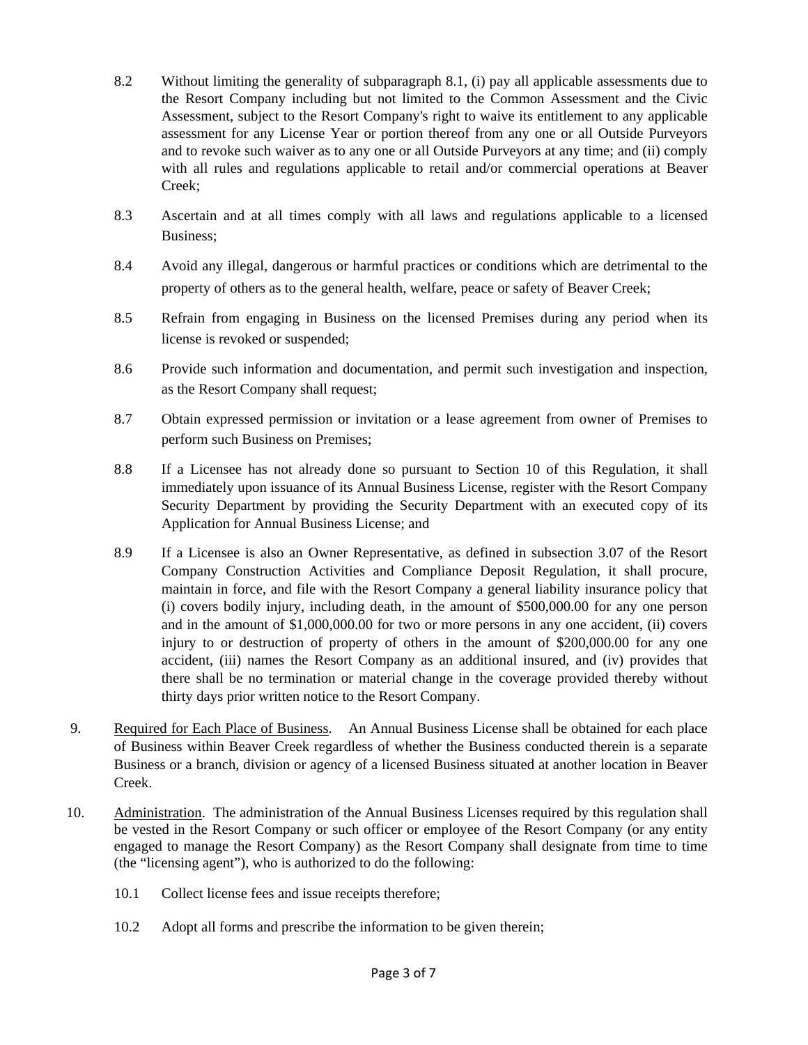8.2 Without limiting the generality of subparagraph 8.1, (i) pay all applicable assessments due to the Resort Company including but not limited to the Common Assessment and the Civic Assessment, subject to the Resort Company's right to waive its entitlement to any applicable assessment for any License Year or portion thereof from any one or all Outside Purveyors and to revoke such waiver as to any one or all Outside Purveyors at any time; and (ii) comply with all rules and regulations applicable to retail and/or commercial operations at Beaver Creek;

8.3 Ascertain and at all times comply with all laws and regulations applicable to a licensed Business;

8.4 Avoid any illegal, dangerous or harmful practices or conditions which are detrimental to the property of others as to the general health, welfare, peace or safety of Beaver Creek;

8.5 Refrain from engaging in Business on the licensed Premises during any period when its license is revoked or suspended;

8.6 Provide such information and documentation, and permit such investigation and inspection, as the Resort Company shall request;

8.7 Obtain expressed permission or invitation or a lease agreement from owner of Premises to perform such Business on Premises;

8.8 If a Licensee has not already done so pursuant to Section 10 of this Regulation, it shall immediately upon issuance of its Annual Business License, register with the Resort Company Security Department by providing the Security Department with an executed copy of its Application for Annual Business License; and

8.9 If a Licensee is also an Owner Representative, as defined in subsection 3.07 of the Resort Company Construction Activities and Compliance Deposit Regulation, it shall procure, maintain in force, and file with the Resort Company a general liability insurance policy that (i) covers bodily injury, including death, in the amount of $500,000.00 for any one person and in the amount of $1,000,000.00 for two or more persons in any one accident, (ii) covers injury to or destruction of property of others in the amount of $200,000.00 for any one accident, (iii) names the Resort Company as an additional insured, and (iv) provides that there shall be no termination or material change in the coverage provided thereby without thirty days prior written notice to the Resort Company.

9. Required for Each Place of Business. An Annual Business License shall be obtained for each place of Business within Beaver Creek regardless of whether the Business conducted therein is a separate Business or a branch, division or agency of a licensed Business situated at another location in Beaver Creek.

10. Administration. The administration of the Annual Business Licenses required by this regulation shall be vested in the Resort Company or such officer or employee of the Resort Company (or any entity engaged to manage the Resort Company) as the Resort Company shall designate from time to time (the "licensing agent"), who is authorized to do the following:

10.1 Collect license fees and issue receipts therefore;

10.2 Adopt all forms and prescribe the information to be given therein;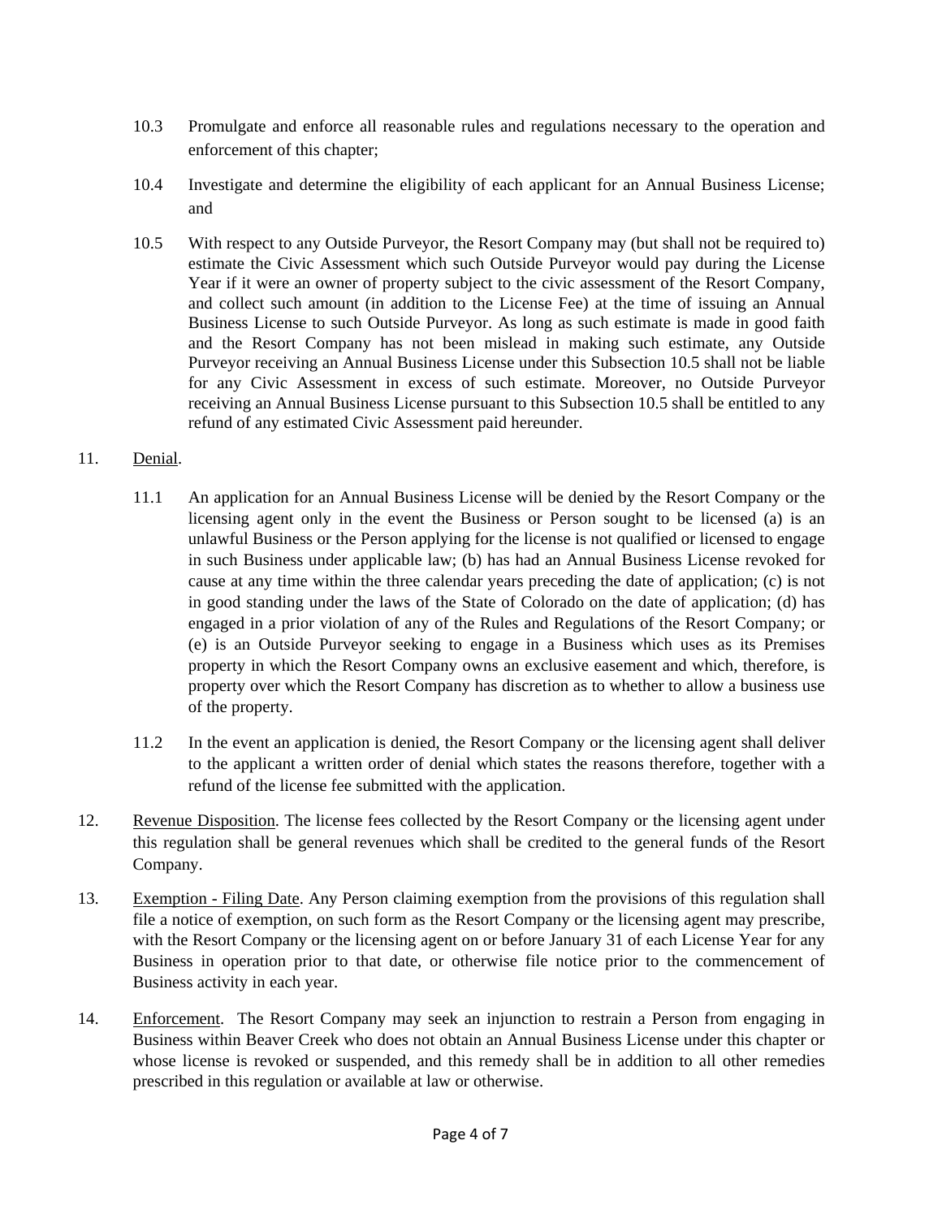10.3 Promulgate and enforce all reasonable rules and regulations necessary to the operation and enforcement of this chapter;

10.4 Investigate and determine the eligibility of each applicant for an Annual Business License; and

10.5 With respect to any Outside Purveyor, the Resort Company may (but shall not be required to) estimate the Civic Assessment which such Outside Purveyor would pay during the License Year if it were an owner of property subject to the civic assessment of the Resort Company, and collect such amount (in addition to the License Fee) at the time of issuing an Annual Business License to such Outside Purveyor. As long as such estimate is made in good faith and the Resort Company has not been mislead in making such estimate, any Outside Purveyor receiving an Annual Business License under this Subsection 10.5 shall not be liable for any Civic Assessment in excess of such estimate. Moreover, no Outside Purveyor receiving an Annual Business License pursuant to this Subsection 10.5 shall be entitled to any refund of any estimated Civic Assessment paid hereunder.

11. <u>Denial</u>.

11.1 An application for an Annual Business License will be denied by the Resort Company or the licensing agent only in the event the Business or Person sought to be licensed (a) is an unlawful Business or the Person applying for the license is not qualified or licensed to engage in such Business under applicable law; (b) has had an Annual Business License revoked for cause at any time within the three calendar years preceding the date of application; (c) is not in good standing under the laws of the State of Colorado on the date of application; (d) has engaged in a prior violation of any of the Rules and Regulations of the Resort Company; or (e) is an Outside Purveyor seeking to engage in a Business which uses as its Premises property in which the Resort Company owns an exclusive easement and which, therefore, is property over which the Resort Company has discretion as to whether to allow a business use of the property.

11.2 In the event an application is denied, the Resort Company or the licensing agent shall deliver to the applicant a written order of denial which states the reasons therefore, together with a refund of the license fee submitted with the application.

12. <u>Revenue Disposition</u>. The license fees collected by the Resort Company or the licensing agent under this regulation shall be general revenues which shall be credited to the general funds of the Resort Company.

13. <u>Exemption - Filing Date</u>. Any Person claiming exemption from the provisions of this regulation shall file a notice of exemption, on such form as the Resort Company or the licensing agent may prescribe, with the Resort Company or the licensing agent on or before January 31 of each License Year for any Business in operation prior to that date, or otherwise file notice prior to the commencement of Business activity in each year.

14. <u>Enforcement</u>. The Resort Company may seek an injunction to restrain a Person from engaging in Business within Beaver Creek who does not obtain an Annual Business License under this chapter or whose license is revoked or suspended, and this remedy shall be in addition to all other remedies prescribed in this regulation or available at law or otherwise.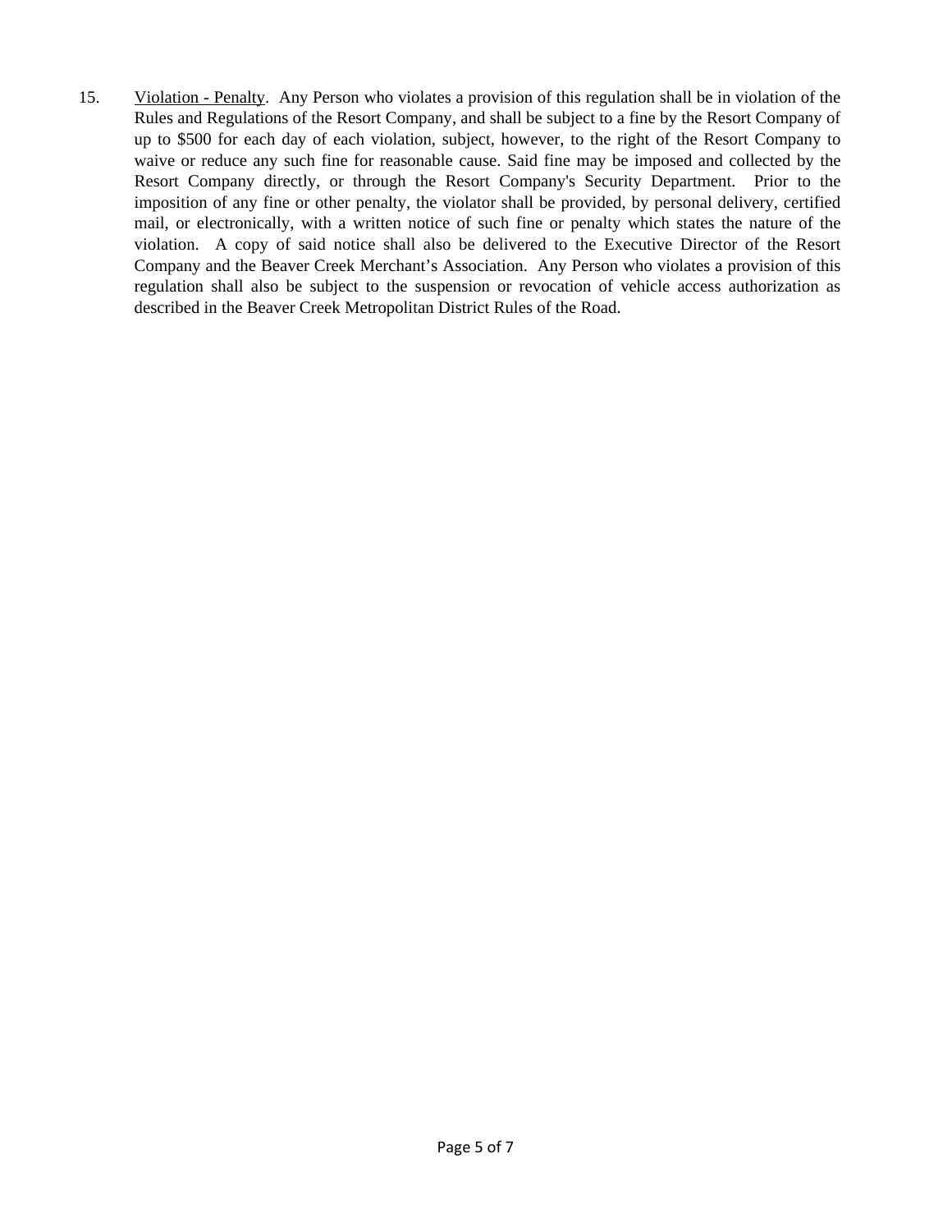15. <u>Violation - Penalty</u>. Any Person who violates a provision of this regulation shall be in violation of the Rules and Regulations of the Resort Company, and shall be subject to a fine by the Resort Company of up to $500 for each day of each violation, subject, however, to the right of the Resort Company to waive or reduce any such fine for reasonable cause. Said fine may be imposed and collected by the Resort Company directly, or through the Resort Company's Security Department. Prior to the imposition of any fine or other penalty, the violator shall be provided, by personal delivery, certified mail, or electronically, with a written notice of such fine or penalty which states the nature of the violation. A copy of said notice shall also be delivered to the Executive Director of the Resort Company and the Beaver Creek Merchant's Association. Any Person who violates a provision of this regulation shall also be subject to the suspension or revocation of vehicle access authorization as described in the Beaver Creek Metropolitan District Rules of the Road.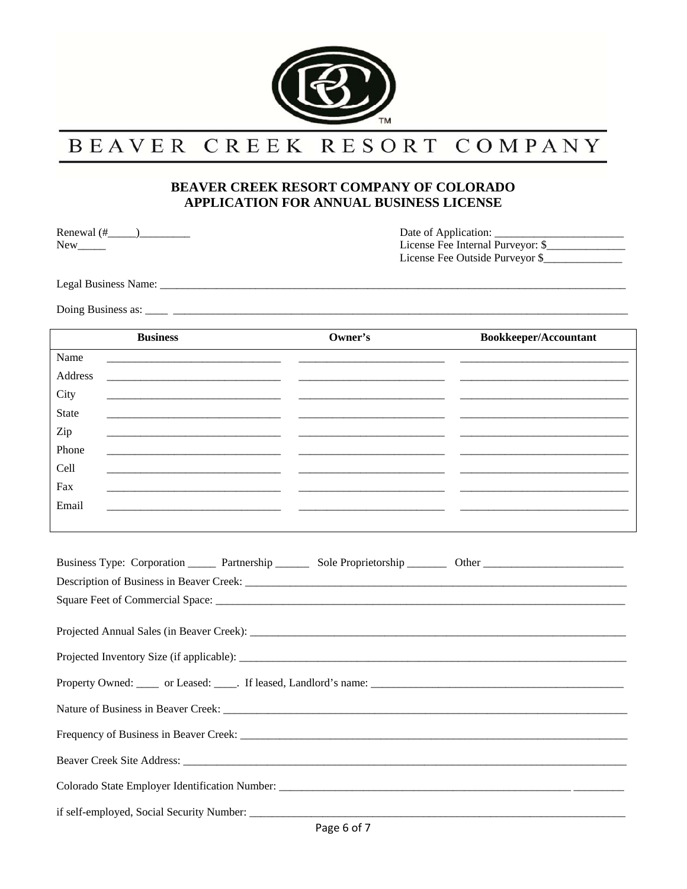BEAVER CREEK RESORT COMPANY

# BEAVER CREEK RESORT COMPANY OF COLORADO
# APPLICATION FOR ANNUAL BUSINESS LICENSE

Renewal (#_____)_________
New_____

Date of Application: _______________________
License Fee Internal Purveyor: $______________
License Fee Outside Purveyor $______________

Legal Business Name: ___________________________________________________________________________________

Doing Business as: ____ ________________________________________________________________________________

| | Business | Owner's | Bookkeeper/Accountant |
|---|---|---|---|
| Name | ______________________________ | _________________________ | _____________________________ |
| Address | ______________________________ | _________________________ | _____________________________ |
| City | ______________________________ | _________________________ | _____________________________ |
| State | ______________________________ | _________________________ | _____________________________ |
| Zip | ______________________________ | _________________________ | _____________________________ |
| Phone | ______________________________ | _________________________ | _____________________________ |
| Cell | ______________________________ | _________________________ | _____________________________ |
| Fax | ______________________________ | _________________________ | _____________________________ |
| Email | ______________________________ | _________________________ | _____________________________ |

Business Type: Corporation _____ Partnership ______ Sole Proprietorship _______ Other ________________________

Description of Business in Beaver Creek: ______________________________________________________________________

Square Feet of Commercial Space: ____________________________________________________________________________

Projected Annual Sales (in Beaver Creek): ____________________________________________________________________

Projected Inventory Size (if applicable): ______________________________________________________________________

Property Owned: ____ or Leased: ____. If leased, Landlord's name: ____________________________________________

Nature of Business in Beaver Creek: _________________________________________________________________________

Frequency of Business in Beaver Creek: ______________________________________________________________________

Beaver Creek Site Address: _________________________________________________________________________________

Colorado State Employer Identification Number: _____________________________________________________ _________

if self-employed, Social Security Number: _____________________________________________________________________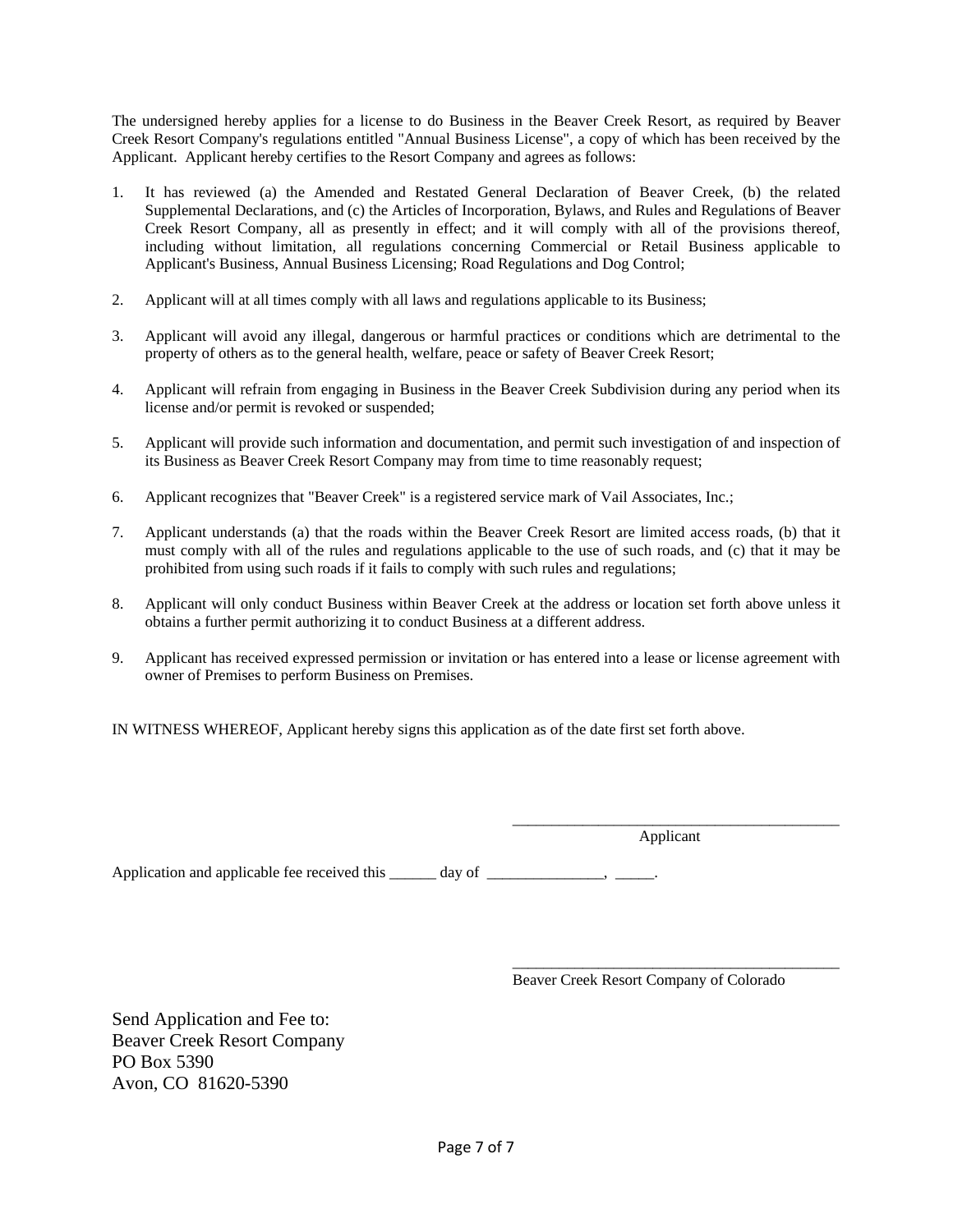The undersigned hereby applies for a license to do Business in the Beaver Creek Resort, as required by Beaver Creek Resort Company's regulations entitled "Annual Business License", a copy of which has been received by the Applicant. Applicant hereby certifies to the Resort Company and agrees as follows:

1. It has reviewed (a) the Amended and Restated General Declaration of Beaver Creek, (b) the related Supplemental Declarations, and (c) the Articles of Incorporation, Bylaws, and Rules and Regulations of Beaver Creek Resort Company, all as presently in effect; and it will comply with all of the provisions thereof, including without limitation, all regulations concerning Commercial or Retail Business applicable to Applicant's Business, Annual Business Licensing; Road Regulations and Dog Control;

2. Applicant will at all times comply with all laws and regulations applicable to its Business;

3. Applicant will avoid any illegal, dangerous or harmful practices or conditions which are detrimental to the property of others as to the general health, welfare, peace or safety of Beaver Creek Resort;

4. Applicant will refrain from engaging in Business in the Beaver Creek Subdivision during any period when its license and/or permit is revoked or suspended;

5. Applicant will provide such information and documentation, and permit such investigation of and inspection of its Business as Beaver Creek Resort Company may from time to time reasonably request;

6. Applicant recognizes that "Beaver Creek" is a registered service mark of Vail Associates, Inc.;

7. Applicant understands (a) that the roads within the Beaver Creek Resort are limited access roads, (b) that it must comply with all of the rules and regulations applicable to the use of such roads, and (c) that it may be prohibited from using such roads if it fails to comply with such rules and regulations;

8. Applicant will only conduct Business within Beaver Creek at the address or location set forth above unless it obtains a further permit authorizing it to conduct Business at a different address.

9. Applicant has received expressed permission or invitation or has entered into a lease or license agreement with owner of Premises to perform Business on Premises.

IN WITNESS WHEREOF, Applicant hereby signs this application as of the date first set forth above.

\_\_\_\_\_\_\_\_\_\_\_\_\_\_\_\_\_\_\_\_\_\_\_\_\_\_\_\_\_\_\_\_\_\_\_\_\_\_\_\_\_\_

Applicant

Application and applicable fee received this ______ day of _______________, _____.

\_\_\_\_\_\_\_\_\_\_\_\_\_\_\_\_\_\_\_\_\_\_\_\_\_\_\_\_\_\_\_\_\_\_\_\_\_\_\_\_\_\_

Beaver Creek Resort Company of Colorado

Send Application and Fee to:
Beaver Creek Resort Company
PO Box 5390
Avon, CO 81620-5390